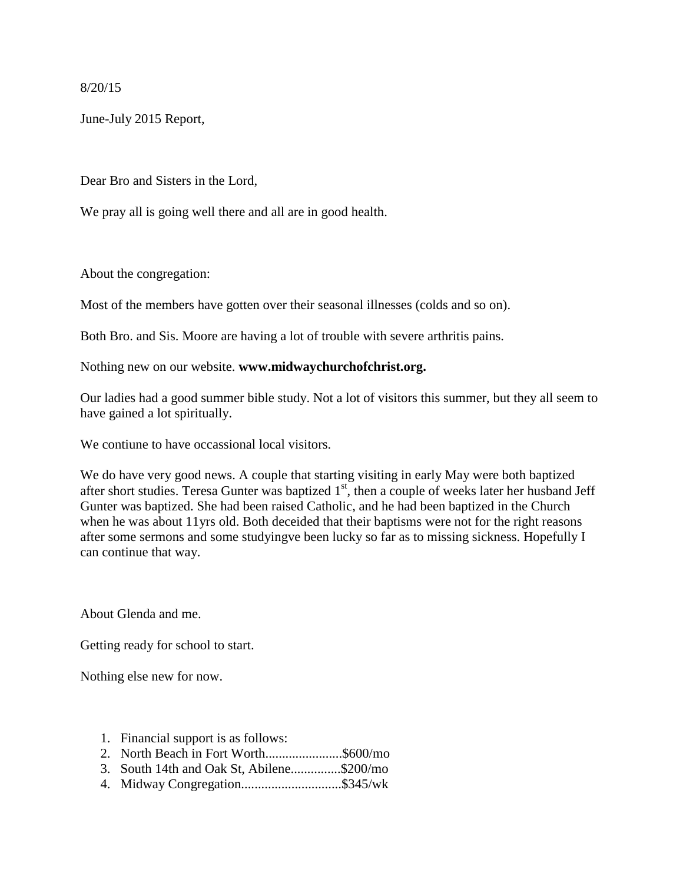8/20/15

June-July 2015 Report,

Dear Bro and Sisters in the Lord,

We pray all is going well there and all are in good health.

About the congregation:

Most of the members have gotten over their seasonal illnesses (colds and so on).

Both Bro. and Sis. Moore are having a lot of trouble with severe arthritis pains.

Nothing new on our website. **www.midwaychurchofchrist.org.**

Our ladies had a good summer bible study. Not a lot of visitors this summer, but they all seem to have gained a lot spiritually.

We contiune to have occassional local visitors.

We do have very good news. A couple that starting visiting in early May were both baptized after short studies. Teresa Gunter was baptized 1st, then a couple of weeks later her husband Jeff Gunter was baptized. She had been raised Catholic, and he had been baptized in the Church when he was about 11yrs old. Both deceided that their baptisms were not for the right reasons after some sermons and some studyingve been lucky so far as to missing sickness. Hopefully I can continue that way.

About Glenda and me.

Getting ready for school to start.

Nothing else new for now.

1. Financial support is as follows:
2. North Beach in Fort Worth.......................$600/mo
3. South 14th and Oak St, Abilene...............$200/mo
4. Midway Congregation.............................$345/wk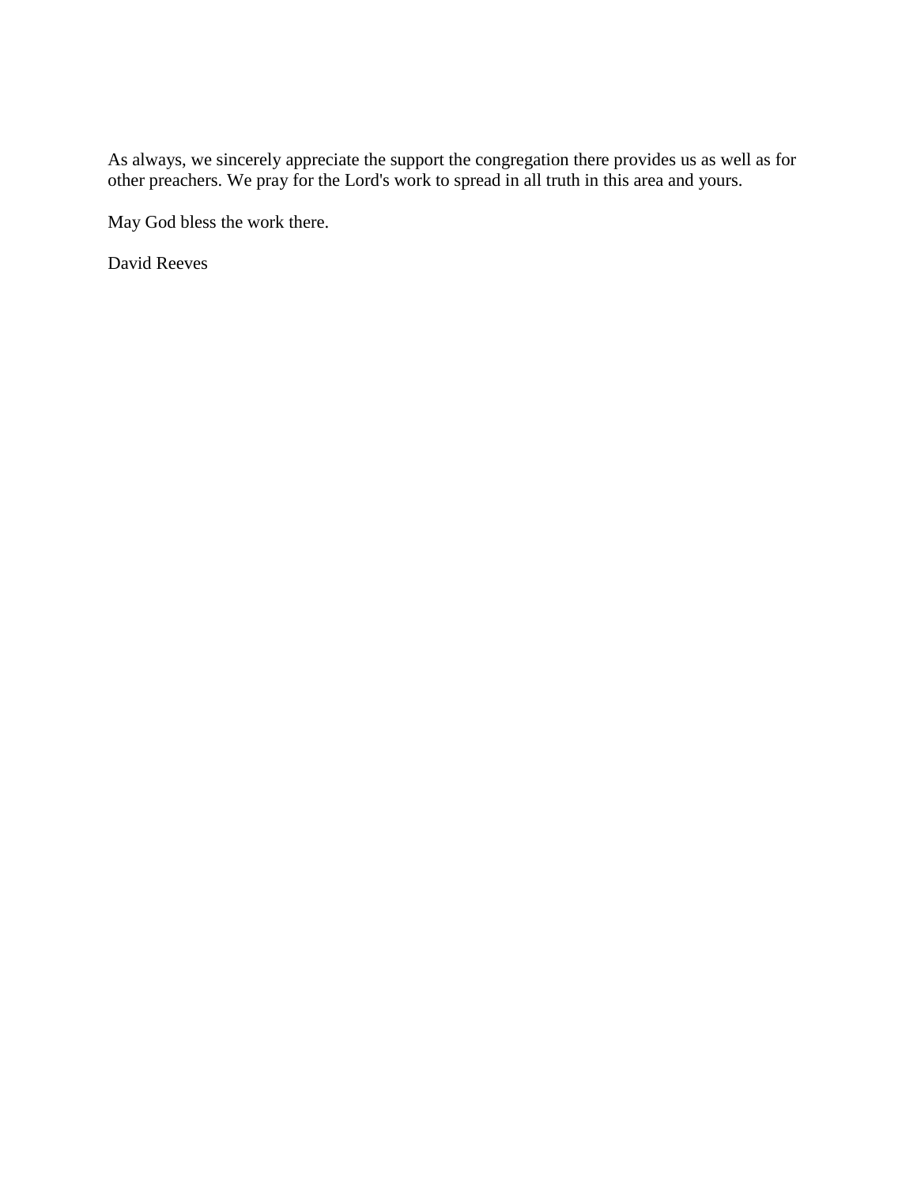As always, we sincerely appreciate the support the congregation there provides us as well as for other preachers. We pray for the Lord's work to spread in all truth in this area and yours.

May God bless the work there.

David Reeves